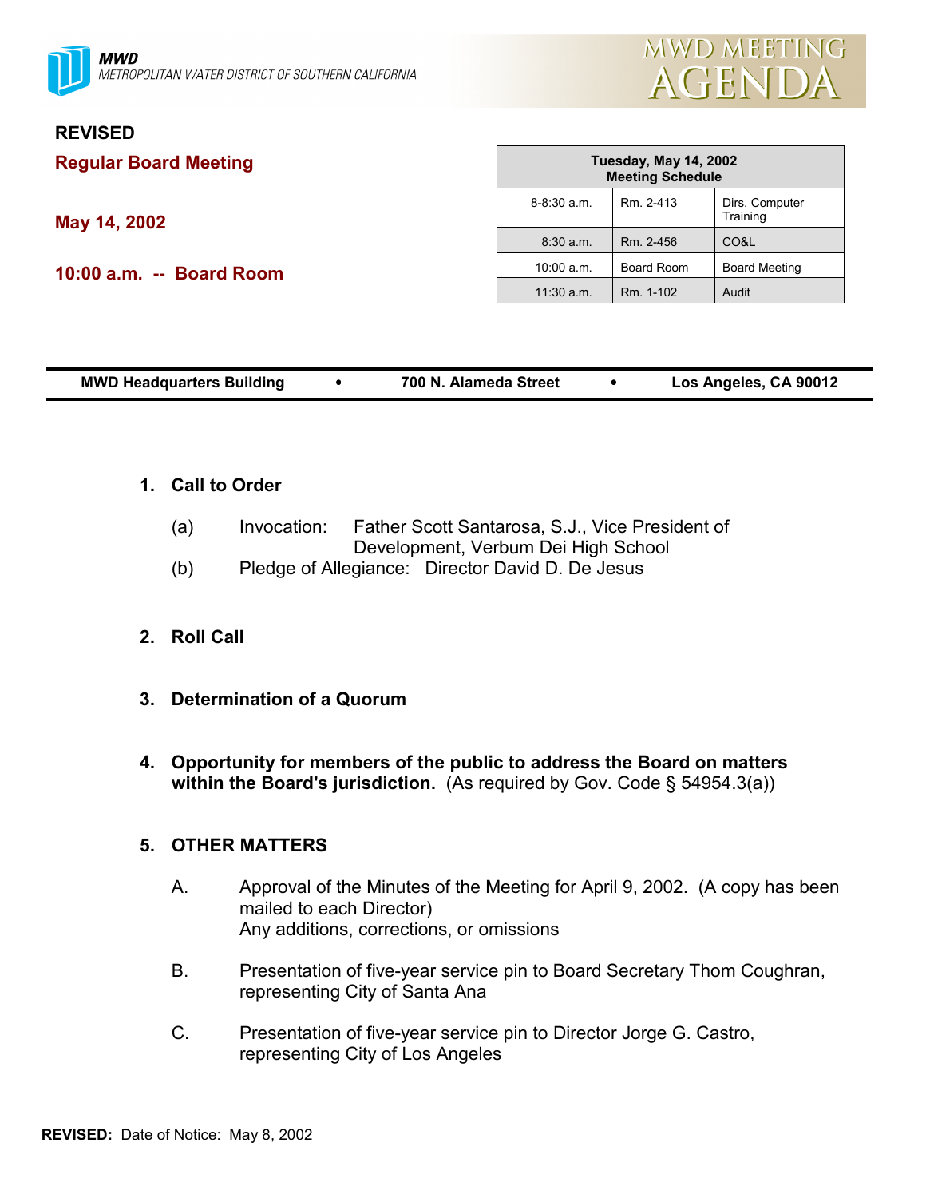MWD
METROPOLITAN WATER DISTRICT OF SOUTHERN CALIFORNIA

# MWD MEETING AGENDA

**REVISED**

## Regular Board Meeting

**May 14, 2002**

**10:00 a.m. -- Board Room**

| Tuesday, May 14, 2002 Meeting Schedule | | |
|---|---|---|
| 8-8:30 a.m. | Rm. 2-413 | Dirs. Computer Training |
| 8:30 a.m. | Rm. 2-456 | CO&L |
| 10:00 a.m. | Board Room | Board Meeting |
| 11:30 a.m. | Rm. 1-102 | Audit |

**MWD Headquarters Building • 700 N. Alameda Street • Los Angeles, CA 90012**

1. **Call to Order**

   (a) Invocation: Father Scott Santarosa, S.J., Vice President of Development, Verbum Dei High School

   (b) Pledge of Allegiance: Director David D. De Jesus

2. **Roll Call**

3. **Determination of a Quorum**

4. **Opportunity for members of the public to address the Board on matters within the Board's jurisdiction.** (As required by Gov. Code § 54954.3(a))

5. **OTHER MATTERS**

   A. Approval of the Minutes of the Meeting for April 9, 2002. (A copy has been mailed to each Director)
   Any additions, corrections, or omissions

   B. Presentation of five-year service pin to Board Secretary Thom Coughran, representing City of Santa Ana

   C. Presentation of five-year service pin to Director Jorge G. Castro, representing City of Los Angeles

**REVISED:** Date of Notice: May 8, 2002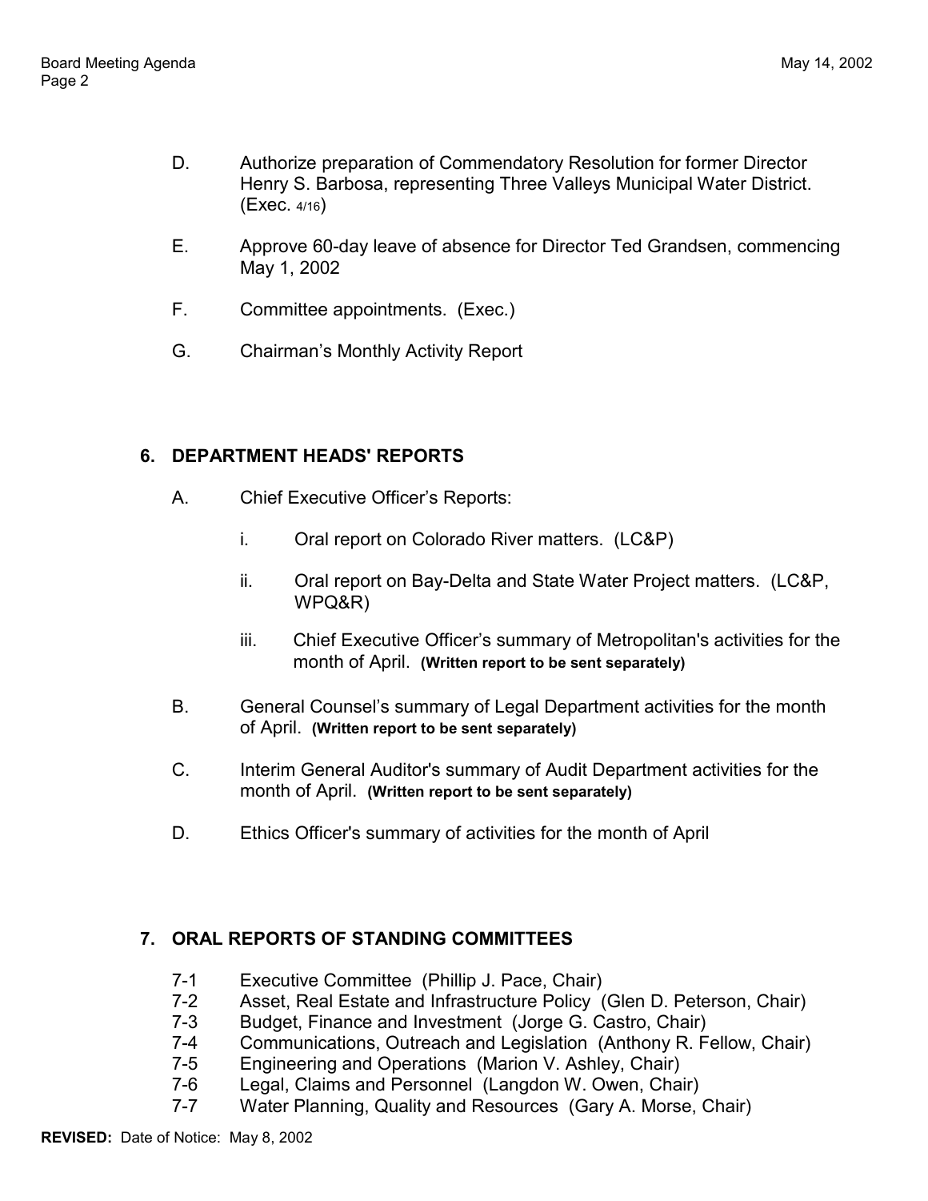D. Authorize preparation of Commendatory Resolution for former Director Henry S. Barbosa, representing Three Valleys Municipal Water District. (Exec. 4/16)

E. Approve 60-day leave of absence for Director Ted Grandsen, commencing May 1, 2002

F. Committee appointments. (Exec.)

G. Chairman's Monthly Activity Report

## 6. DEPARTMENT HEADS' REPORTS

A. Chief Executive Officer's Reports:

   i. Oral report on Colorado River matters. (LC&P)

   ii. Oral report on Bay-Delta and State Water Project matters. (LC&P, WPQ&R)

   iii. Chief Executive Officer's summary of Metropolitan's activities for the month of April. **(Written report to be sent separately)**

B. General Counsel's summary of Legal Department activities for the month of April. **(Written report to be sent separately)**

C. Interim General Auditor's summary of Audit Department activities for the month of April. **(Written report to be sent separately)**

D. Ethics Officer's summary of activities for the month of April

## 7. ORAL REPORTS OF STANDING COMMITTEES

7-1 Executive Committee (Phillip J. Pace, Chair)
7-2 Asset, Real Estate and Infrastructure Policy (Glen D. Peterson, Chair)
7-3 Budget, Finance and Investment (Jorge G. Castro, Chair)
7-4 Communications, Outreach and Legislation (Anthony R. Fellow, Chair)
7-5 Engineering and Operations (Marion V. Ashley, Chair)
7-6 Legal, Claims and Personnel (Langdon W. Owen, Chair)
7-7 Water Planning, Quality and Resources (Gary A. Morse, Chair)

**REVISED:** Date of Notice: May 8, 2002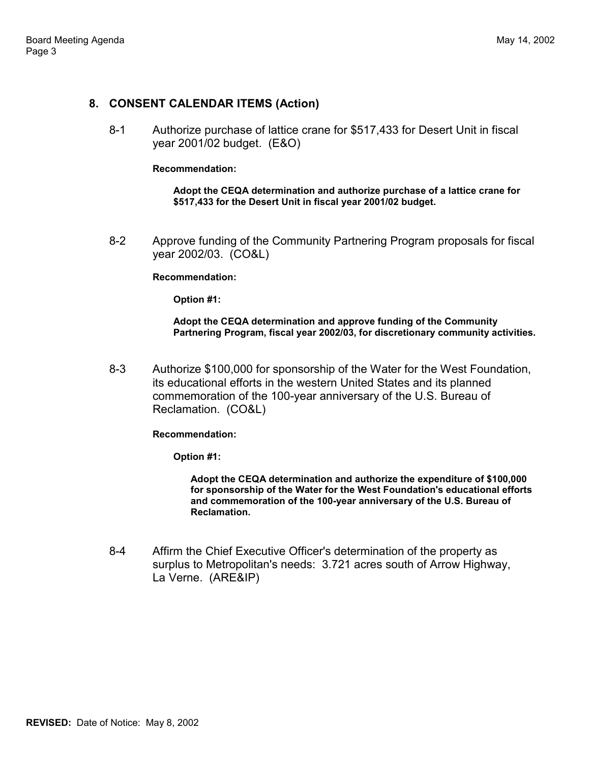## 8. CONSENT CALENDAR ITEMS (Action)

8-1 Authorize purchase of lattice crane for $517,433 for Desert Unit in fiscal year 2001/02 budget. (E&O)

**Recommendation:**

**Adopt the CEQA determination and authorize purchase of a lattice crane for $517,433 for the Desert Unit in fiscal year 2001/02 budget.**

8-2 Approve funding of the Community Partnering Program proposals for fiscal year 2002/03. (CO&L)

**Recommendation:**

**Option #1:**

**Adopt the CEQA determination and approve funding of the Community Partnering Program, fiscal year 2002/03, for discretionary community activities.**

8-3 Authorize $100,000 for sponsorship of the Water for the West Foundation, its educational efforts in the western United States and its planned commemoration of the 100-year anniversary of the U.S. Bureau of Reclamation. (CO&L)

**Recommendation:**

**Option #1:**

**Adopt the CEQA determination and authorize the expenditure of $100,000 for sponsorship of the Water for the West Foundation's educational efforts and commemoration of the 100-year anniversary of the U.S. Bureau of Reclamation.**

8-4 Affirm the Chief Executive Officer's determination of the property as surplus to Metropolitan's needs: 3.721 acres south of Arrow Highway, La Verne. (ARE&IP)

**REVISED:** Date of Notice: May 8, 2002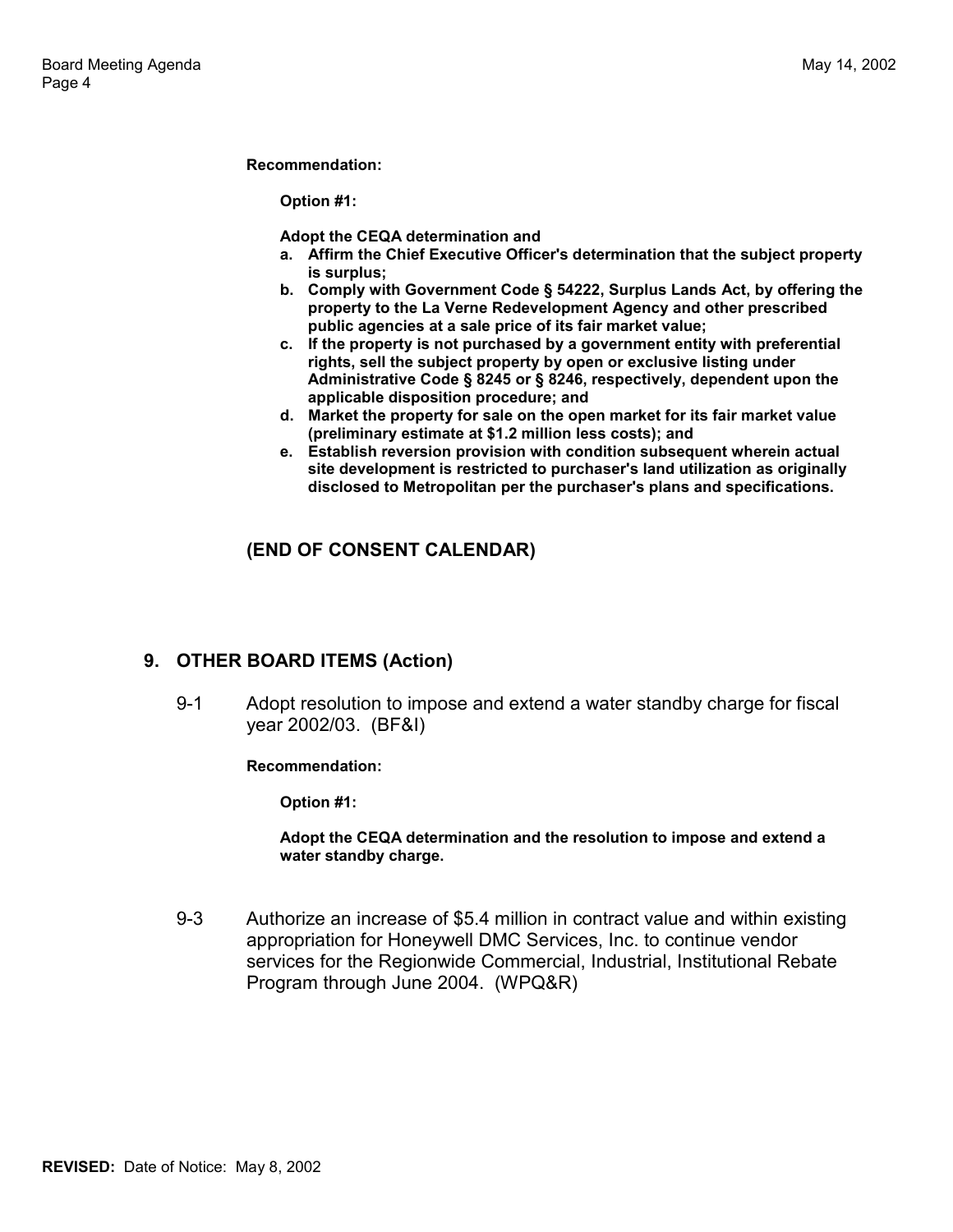**Recommendation:**

**Option #1:**

**Adopt the CEQA determination and**

- **a. Affirm the Chief Executive Officer's determination that the subject property is surplus;**
- **b. Comply with Government Code § 54222, Surplus Lands Act, by offering the property to the La Verne Redevelopment Agency and other prescribed public agencies at a sale price of its fair market value;**
- **c. If the property is not purchased by a government entity with preferential rights, sell the subject property by open or exclusive listing under Administrative Code § 8245 or § 8246, respectively, dependent upon the applicable disposition procedure; and**
- **d. Market the property for sale on the open market for its fair market value (preliminary estimate at $1.2 million less costs); and**
- **e. Establish reversion provision with condition subsequent wherein actual site development is restricted to purchaser's land utilization as originally disclosed to Metropolitan per the purchaser's plans and specifications.**

**(END OF CONSENT CALENDAR)**

## 9. OTHER BOARD ITEMS (Action)

9-1 Adopt resolution to impose and extend a water standby charge for fiscal year 2002/03. (BF&I)

**Recommendation:**

**Option #1:**

**Adopt the CEQA determination and the resolution to impose and extend a water standby charge.**

9-3 Authorize an increase of $5.4 million in contract value and within existing appropriation for Honeywell DMC Services, Inc. to continue vendor services for the Regionwide Commercial, Industrial, Institutional Rebate Program through June 2004. (WPQ&R)

**REVISED:** Date of Notice: May 8, 2002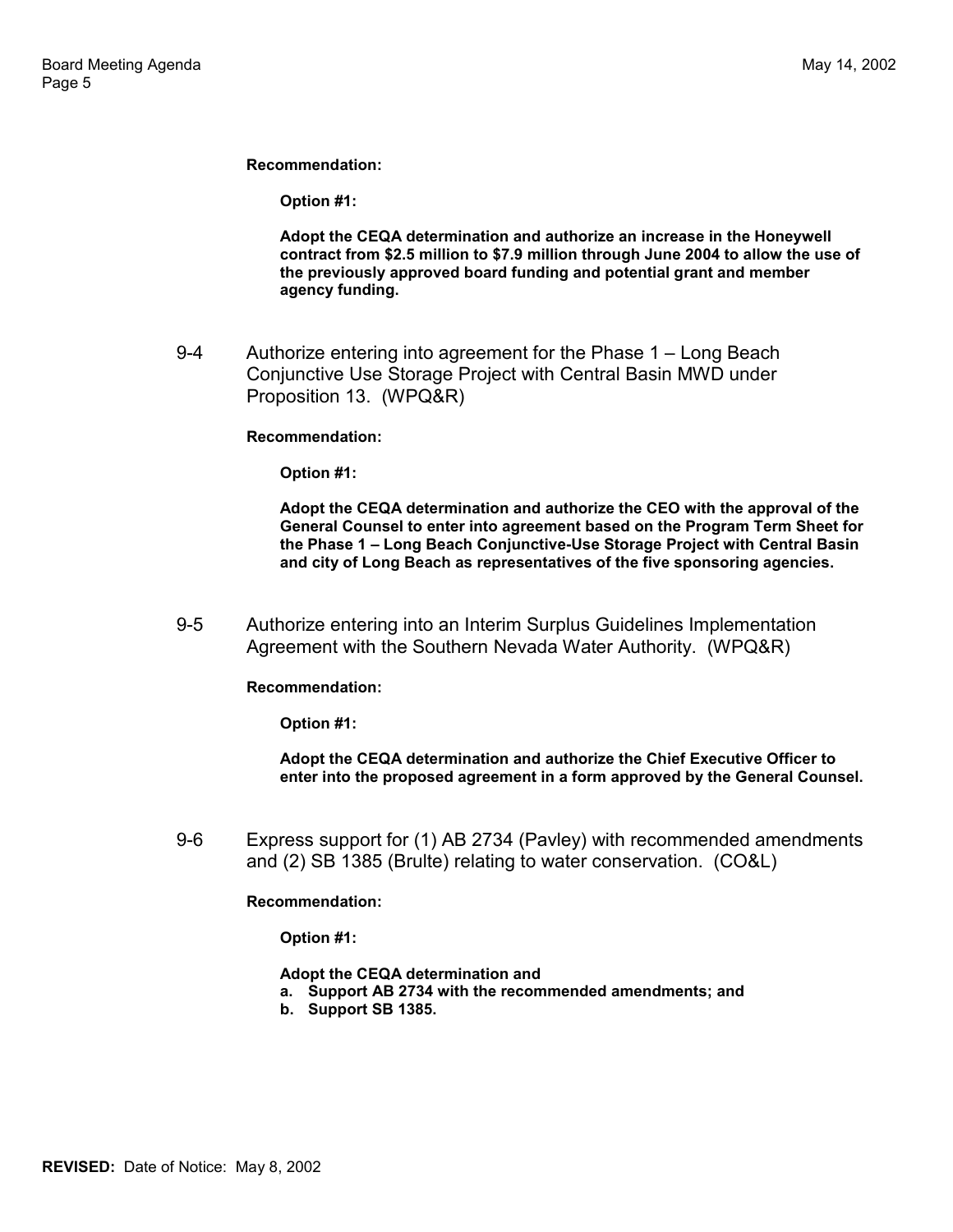**Recommendation:**

**Option #1:**

**Adopt the CEQA determination and authorize an increase in the Honeywell contract from $2.5 million to $7.9 million through June 2004 to allow the use of the previously approved board funding and potential grant and member agency funding.**

9-4 Authorize entering into agreement for the Phase 1 – Long Beach Conjunctive Use Storage Project with Central Basin MWD under Proposition 13. (WPQ&R)

**Recommendation:**

**Option #1:**

**Adopt the CEQA determination and authorize the CEO with the approval of the General Counsel to enter into agreement based on the Program Term Sheet for the Phase 1 – Long Beach Conjunctive-Use Storage Project with Central Basin and city of Long Beach as representatives of the five sponsoring agencies.**

9-5 Authorize entering into an Interim Surplus Guidelines Implementation Agreement with the Southern Nevada Water Authority. (WPQ&R)

**Recommendation:**

**Option #1:**

**Adopt the CEQA determination and authorize the Chief Executive Officer to enter into the proposed agreement in a form approved by the General Counsel.**

9-6 Express support for (1) AB 2734 (Pavley) with recommended amendments and (2) SB 1385 (Brulte) relating to water conservation. (CO&L)

**Recommendation:**

**Option #1:**

**Adopt the CEQA determination and**

**a. Support AB 2734 with the recommended amendments; and**

**b. Support SB 1385.**

**REVISED:** Date of Notice: May 8, 2002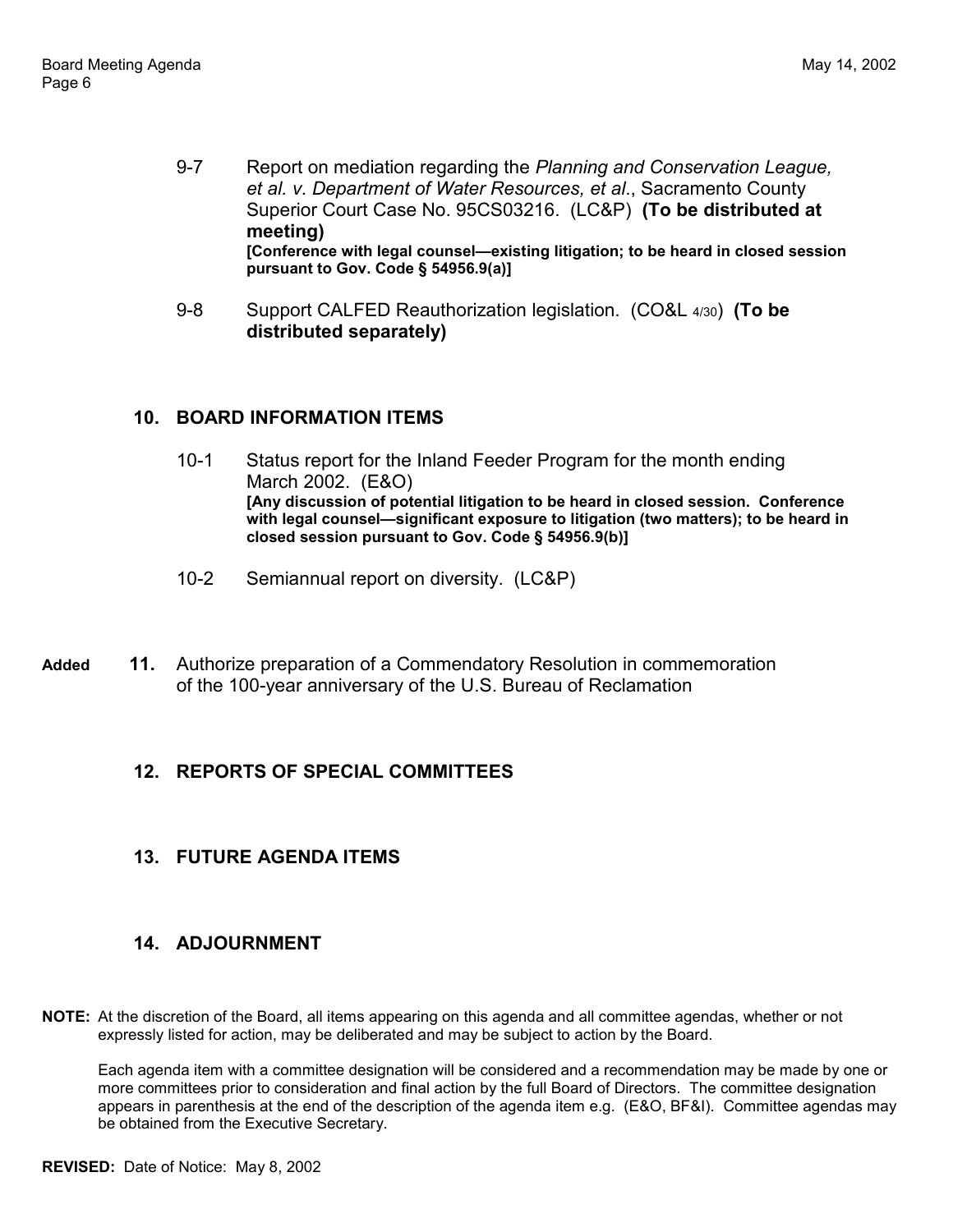9-7 Report on mediation regarding the *Planning and Conservation League, et al. v. Department of Water Resources, et al*., Sacramento County Superior Court Case No. 95CS03216. (LC&P) **(To be distributed at meeting)**
**[Conference with legal counsel—existing litigation; to be heard in closed session pursuant to Gov. Code § 54956.9(a)]**

9-8 Support CALFED Reauthorization legislation. (CO&L 4/30) **(To be distributed separately)**

## 10. BOARD INFORMATION ITEMS

10-1 Status report for the Inland Feeder Program for the month ending March 2002. (E&O)
**[Any discussion of potential litigation to be heard in closed session. Conference with legal counsel—significant exposure to litigation (two matters); to be heard in closed session pursuant to Gov. Code § 54956.9(b)]**

10-2 Semiannual report on diversity. (LC&P)

**Added** **11.** Authorize preparation of a Commendatory Resolution in commemoration of the 100-year anniversary of the U.S. Bureau of Reclamation

## 12. REPORTS OF SPECIAL COMMITTEES

## 13. FUTURE AGENDA ITEMS

## 14. ADJOURNMENT

**NOTE:** At the discretion of the Board, all items appearing on this agenda and all committee agendas, whether or not expressly listed for action, may be deliberated and may be subject to action by the Board.

Each agenda item with a committee designation will be considered and a recommendation may be made by one or more committees prior to consideration and final action by the full Board of Directors. The committee designation appears in parenthesis at the end of the description of the agenda item e.g. (E&O, BF&I). Committee agendas may be obtained from the Executive Secretary.

**REVISED:** Date of Notice: May 8, 2002